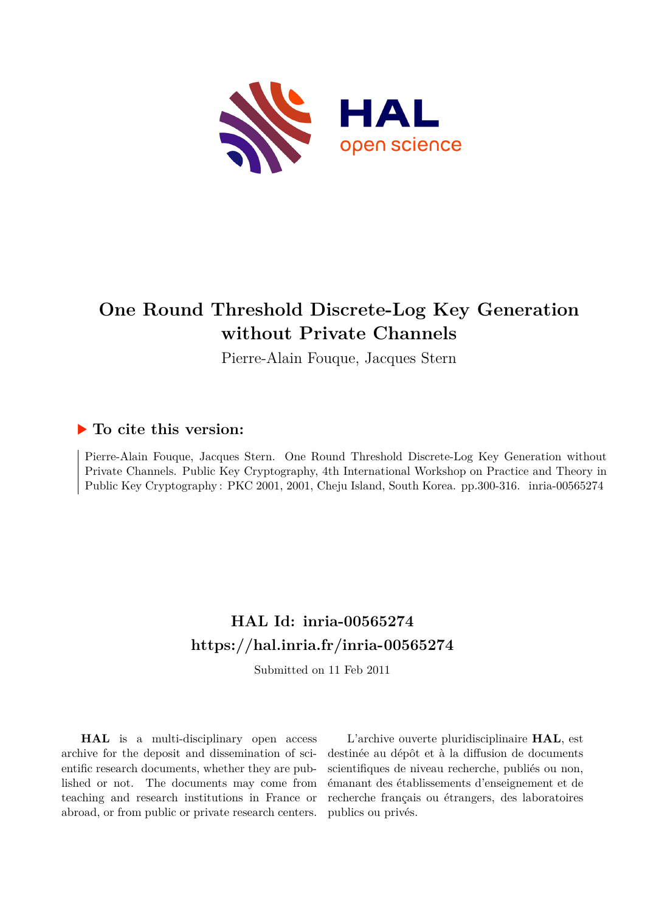# One Round Threshold Discrete-Log Key Generation without Private Channels

Pierre-Alain Fouque, Jacques Stern

## ▶ To cite this version:

Pierre-Alain Fouque, Jacques Stern. One Round Threshold Discrete-Log Key Generation without Private Channels. Public Key Cryptography, 4th International Workshop on Practice and Theory in Public Key Cryptography : PKC 2001, 2001, Cheju Island, South Korea. pp.300-316. inria-00565274

## HAL Id: inria-00565274

## https://hal.inria.fr/inria-00565274

Submitted on 11 Feb 2011

**HAL** is a multi-disciplinary open access archive for the deposit and dissemination of scientific research documents, whether they are published or not. The documents may come from teaching and research institutions in France or abroad, or from public or private research centers.

L'archive ouverte pluridisciplinaire **HAL**, est destinée au dépôt et à la diffusion de documents scientifiques de niveau recherche, publiés ou non, émanant des établissements d'enseignement et de recherche français ou étrangers, des laboratoires publics ou privés.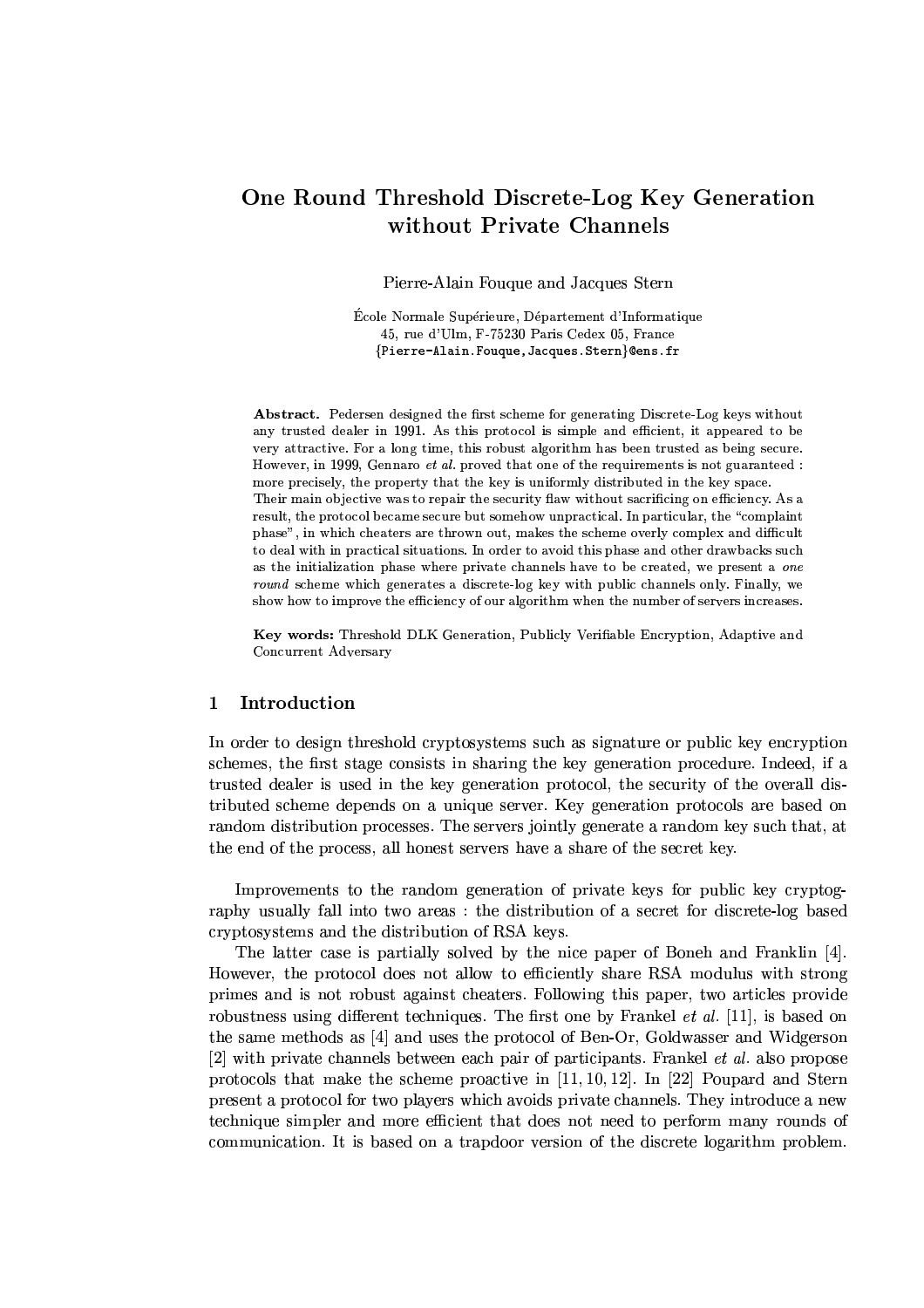# One Round Threshold Discrete-Log Key Generation without Private Channels

Pierre-Alain Fouque and Jacques Stern

École Normale Supérieure, Département d'Informatique
45, rue d'Ulm, F-75230 Paris Cedex 05, France
{Pierre-Alain.Fouque,Jacques.Stern}@ens.fr

**Abstract.** Pedersen designed the first scheme for generating Discrete-Log keys without any trusted dealer in 1991. As this protocol is simple and efficient, it appeared to be very attractive. For a long time, this robust algorithm has been trusted as being secure. However, in 1999, Gennaro *et al.* proved that one of the requirements is not guaranteed : more precisely, the property that the key is uniformly distributed in the key space.
Their main objective was to repair the security flaw without sacrificing on efficiency. As a result, the protocol became secure but somehow unpractical. In particular, the "complaint phase", in which cheaters are thrown out, makes the scheme overly complex and difficult to deal with in practical situations. In order to avoid this phase and other drawbacks such as the initialization phase where private channels have to be created, we present a *one round* scheme which generates a discrete-log key with public channels only. Finally, we show how to improve the efficiency of our algorithm when the number of servers increases.

**Key words:** Threshold DLK Generation, Publicly Verifiable Encryption, Adaptive and Concurrent Adversary

## 1 Introduction

In order to design threshold cryptosystems such as signature or public key encryption schemes, the first stage consists in sharing the key generation procedure. Indeed, if a trusted dealer is used in the key generation protocol, the security of the overall distributed scheme depends on a unique server. Key generation protocols are based on random distribution processes. The servers jointly generate a random key such that, at the end of the process, all honest servers have a share of the secret key.

Improvements to the random generation of private keys for public key cryptography usually fall into two areas : the distribution of a secret for discrete-log based cryptosystems and the distribution of RSA keys.

The latter case is partially solved by the nice paper of Boneh and Franklin [4]. However, the protocol does not allow to efficiently share RSA modulus with strong primes and is not robust against cheaters. Following this paper, two articles provide robustness using different techniques. The first one by Frankel *et al.* [11], is based on the same methods as [4] and uses the protocol of Ben-Or, Goldwasser and Widgerson [2] with private channels between each pair of participants. Frankel *et al.* also propose protocols that make the scheme proactive in [11, 10, 12]. In [22] Poupard and Stern present a protocol for two players which avoids private channels. They introduce a new technique simpler and more efficient that does not need to perform many rounds of communication. It is based on a trapdoor version of the discrete logarithm problem.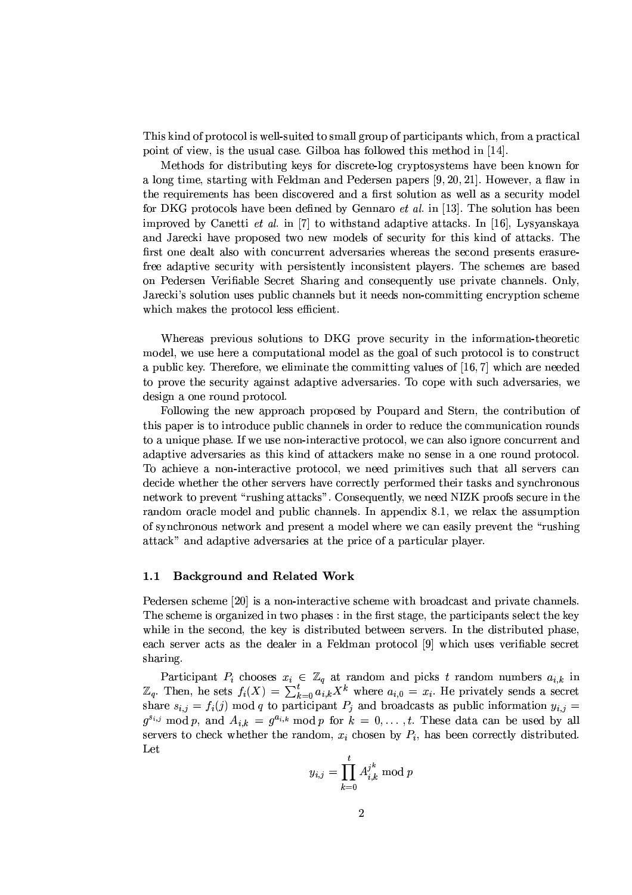This kind of protocol is well-suited to small group of participants which, from a practical point of view, is the usual case. Gilboa has followed this method in [14].

Methods for distributing keys for discrete-log cryptosystems have been known for a long time, starting with Feldman and Pedersen papers [9, 20, 21]. However, a flaw in the requirements has been discovered and a first solution as well as a security model for DKG protocols have been defined by Gennaro *et al.* in [13]. The solution has been improved by Canetti *et al.* in [7] to withstand adaptive attacks. In [16], Lysyanskaya and Jarecki have proposed two new models of security for this kind of attacks. The first one dealt also with concurrent adversaries whereas the second presents erasure-free adaptive security with persistently inconsistent players. The schemes are based on Pedersen Verifiable Secret Sharing and consequently use private channels. Only, Jarecki's solution uses public channels but it needs non-committing encryption scheme which makes the protocol less efficient.

Whereas previous solutions to DKG prove security in the information-theoretic model, we use here a computational model as the goal of such protocol is to construct a public key. Therefore, we eliminate the committing values of [16, 7] which are needed to prove the security against adaptive adversaries. To cope with such adversaries, we design a one round protocol.

Following the new approach proposed by Poupard and Stern, the contribution of this paper is to introduce public channels in order to reduce the communication rounds to a unique phase. If we use non-interactive protocol, we can also ignore concurrent and adaptive adversaries as this kind of attackers make no sense in a one round protocol. To achieve a non-interactive protocol, we need primitives such that all servers can decide whether the other servers have correctly performed their tasks and synchronous network to prevent "rushing attacks". Consequently, we need NIZK proofs secure in the random oracle model and public channels. In appendix 8.1, we relax the assumption of synchronous network and present a model where we can easily prevent the "rushing attack" and adaptive adversaries at the price of a particular player.

### 1.1 Background and Related Work

Pedersen scheme [20] is a non-interactive scheme with broadcast and private channels. The scheme is organized in two phases : in the first stage, the participants select the key while in the second, the key is distributed between servers. In the distributed phase, each server acts as the dealer in a Feldman protocol [9] which uses verifiable secret sharing.

Participant $P_i$ chooses $x_i \in \mathbb{Z}_q$ at random and picks $t$ random numbers $a_{i,k}$ in $\mathbb{Z}_q$. Then, he sets $f_i(X) = \sum_{k=0}^{t} a_{i,k} X^k$ where $a_{i,0} = x_i$. He privately sends a secret share $s_{i,j} = f_i(j) \bmod q$ to participant $P_j$ and broadcasts as public information $y_{i,j} = g^{s_{i,j}} \bmod p$, and $A_{i,k} = g^{a_{i,k}} \bmod p$ for $k = 0, \ldots, t$. These data can be used by all servers to check whether the random, $x_i$ chosen by $P_i$, has been correctly distributed. Let

$$y_{i,j} = \prod_{k=0}^{t} A_{i,k}^{j^k} \bmod p$$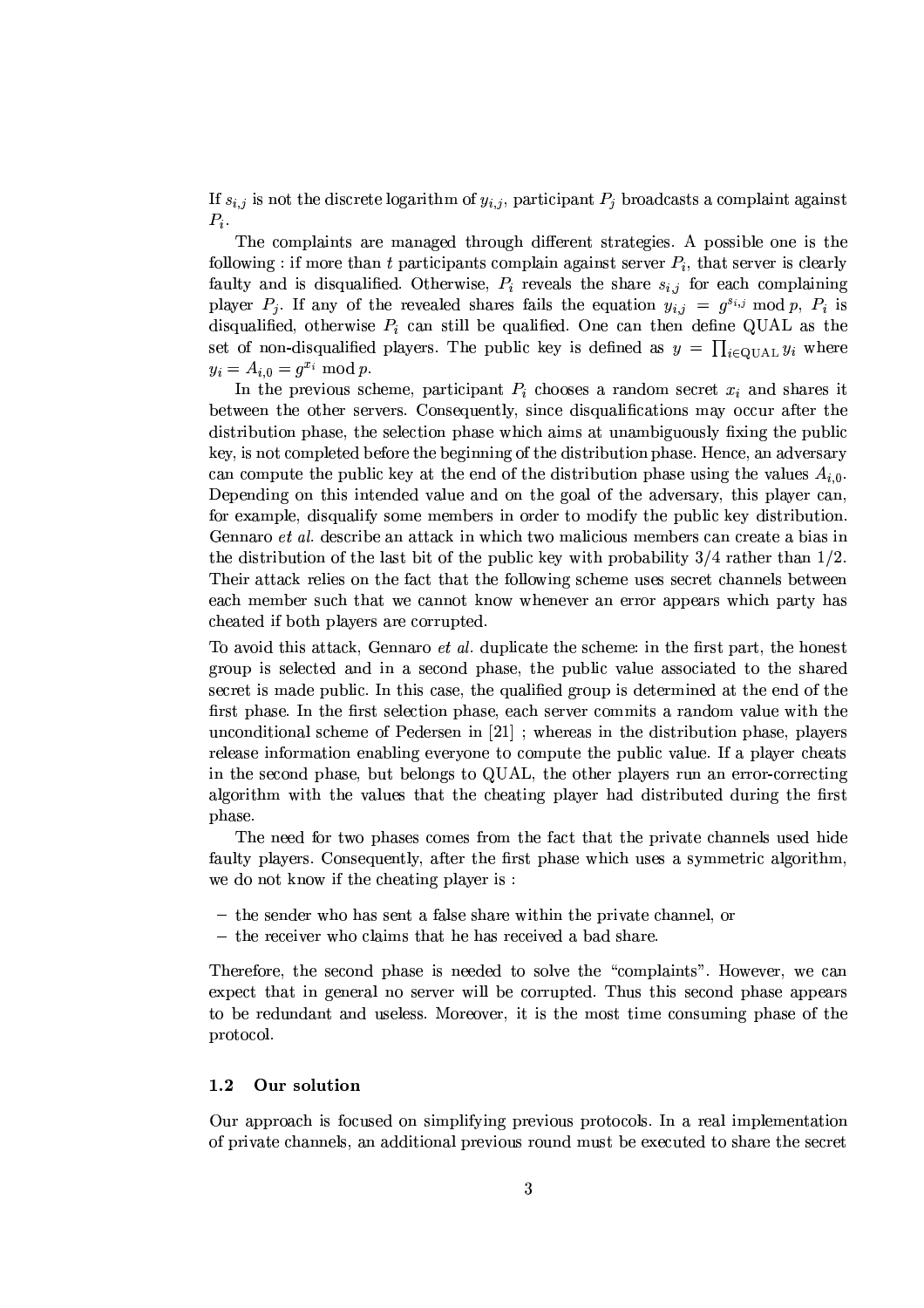If $s_{i,j}$ is not the discrete logarithm of $y_{i,j}$, participant $P_j$ broadcasts a complaint against $P_i$.

The complaints are managed through different strategies. A possible one is the following : if more than $t$ participants complain against server $P_i$, that server is clearly faulty and is disqualified. Otherwise, $P_i$ reveals the share $s_{i,j}$ for each complaining player $P_j$. If any of the revealed shares fails the equation $y_{i,j} = g^{s_{i,j}} \bmod p$, $P_i$ is disqualified, otherwise $P_i$ can still be qualified. One can then define QUAL as the set of non-disqualified players. The public key is defined as $y = \prod_{i \in \mathrm{QUAL}} y_i$ where $y_i = A_{i,0} = g^{x_i} \bmod p$.

In the previous scheme, participant $P_i$ chooses a random secret $x_i$ and shares it between the other servers. Consequently, since disqualifications may occur after the distribution phase, the selection phase which aims at unambiguously fixing the public key, is not completed before the beginning of the distribution phase. Hence, an adversary can compute the public key at the end of the distribution phase using the values $A_{i,0}$. Depending on this intended value and on the goal of the adversary, this player can, for example, disqualify some members in order to modify the public key distribution. Gennaro *et al.* describe an attack in which two malicious members can create a bias in the distribution of the last bit of the public key with probability $3/4$ rather than $1/2$. Their attack relies on the fact that the following scheme uses secret channels between each member such that we cannot know whenever an error appears which party has cheated if both players are corrupted.

To avoid this attack, Gennaro *et al.* duplicate the scheme: in the first part, the honest group is selected and in a second phase, the public value associated to the shared secret is made public. In this case, the qualified group is determined at the end of the first phase. In the first selection phase, each server commits a random value with the unconditional scheme of Pedersen in [21] ; whereas in the distribution phase, players release information enabling everyone to compute the public value. If a player cheats in the second phase, but belongs to QUAL, the other players run an error-correcting algorithm with the values that the cheating player had distributed during the first phase.

The need for two phases comes from the fact that the private channels used hide faulty players. Consequently, after the first phase which uses a symmetric algorithm, we do not know if the cheating player is :

- the sender who has sent a false share within the private channel, or
- the receiver who claims that he has received a bad share.

Therefore, the second phase is needed to solve the "complaints". However, we can expect that in general no server will be corrupted. Thus this second phase appears to be redundant and useless. Moreover, it is the most time consuming phase of the protocol.

### 1.2 Our solution

Our approach is focused on simplifying previous protocols. In a real implementation of private channels, an additional previous round must be executed to share the secret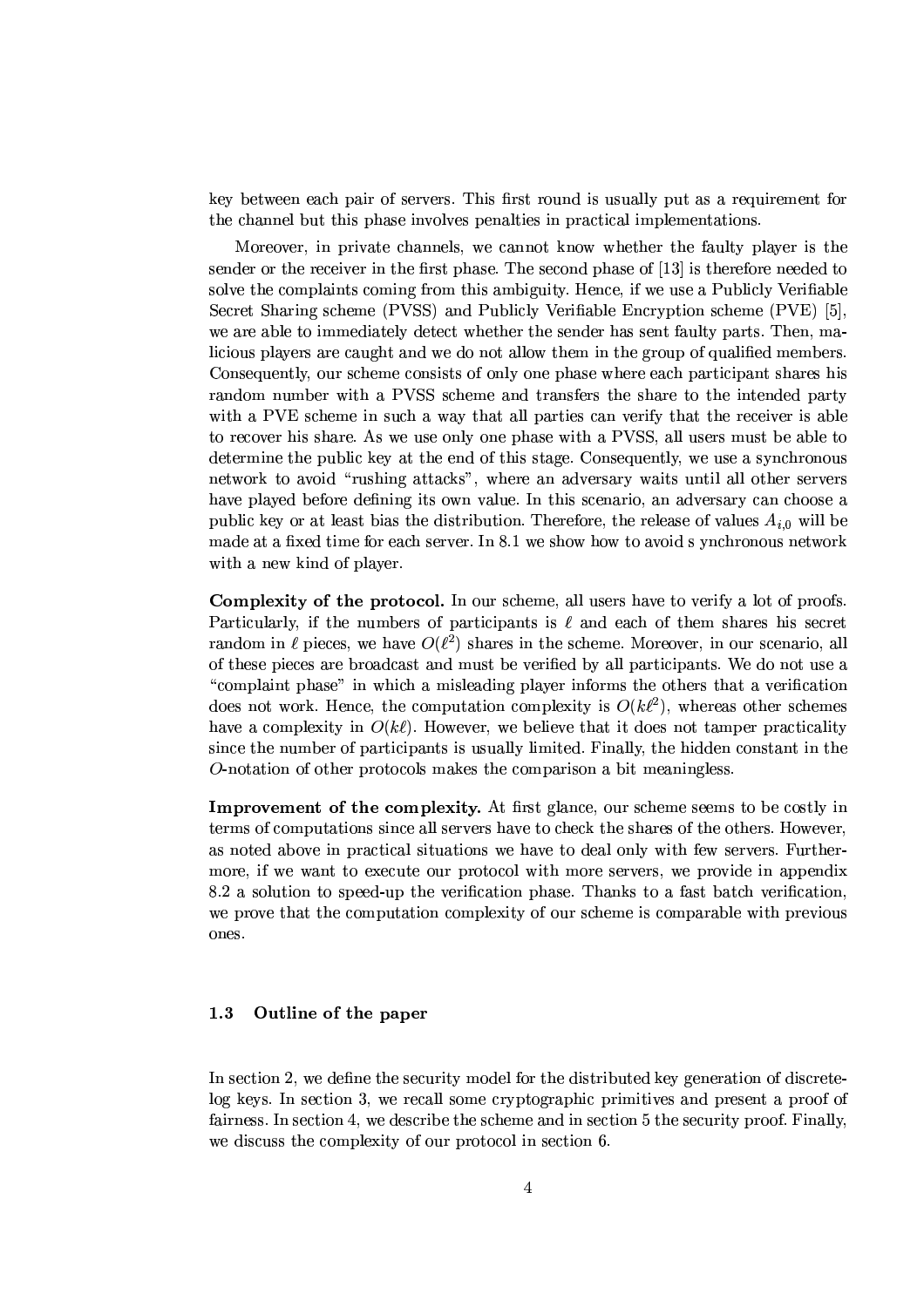key between each pair of servers. This first round is usually put as a requirement for the channel but this phase involves penalties in practical implementations.

Moreover, in private channels, we cannot know whether the faulty player is the sender or the receiver in the first phase. The second phase of [13] is therefore needed to solve the complaints coming from this ambiguity. Hence, if we use a Publicly Verifiable Secret Sharing scheme (PVSS) and Publicly Verifiable Encryption scheme (PVE) [5], we are able to immediately detect whether the sender has sent faulty parts. Then, malicious players are caught and we do not allow them in the group of qualified members. Consequently, our scheme consists of only one phase where each participant shares his random number with a PVSS scheme and transfers the share to the intended party with a PVE scheme in such a way that all parties can verify that the receiver is able to recover his share. As we use only one phase with a PVSS, all users must be able to determine the public key at the end of this stage. Consequently, we use a synchronous network to avoid "rushing attacks", where an adversary waits until all other servers have played before defining its own value. In this scenario, an adversary can choose a public key or at least bias the distribution. Therefore, the release of values $A_{i,0}$ will be made at a fixed time for each server. In 8.1 we show how to avoid s ynchronous network with a new kind of player.

**Complexity of the protocol.** In our scheme, all users have to verify a lot of proofs. Particularly, if the numbers of participants is $\ell$ and each of them shares his secret random in $\ell$ pieces, we have $O(\ell^2)$ shares in the scheme. Moreover, in our scenario, all of these pieces are broadcast and must be verified by all participants. We do not use a "complaint phase" in which a misleading player informs the others that a verification does not work. Hence, the computation complexity is $O(k\ell^2)$, whereas other schemes have a complexity in $O(k\ell)$. However, we believe that it does not tamper practicality since the number of participants is usually limited. Finally, the hidden constant in the $O$-notation of other protocols makes the comparison a bit meaningless.

**Improvement of the complexity.** At first glance, our scheme seems to be costly in terms of computations since all servers have to check the shares of the others. However, as noted above in practical situations we have to deal only with few servers. Furthermore, if we want to execute our protocol with more servers, we provide in appendix 8.2 a solution to speed-up the verification phase. Thanks to a fast batch verification, we prove that the computation complexity of our scheme is comparable with previous ones.

### 1.3 Outline of the paper

In section 2, we define the security model for the distributed key generation of discrete-log keys. In section 3, we recall some cryptographic primitives and present a proof of fairness. In section 4, we describe the scheme and in section 5 the security proof. Finally, we discuss the complexity of our protocol in section 6.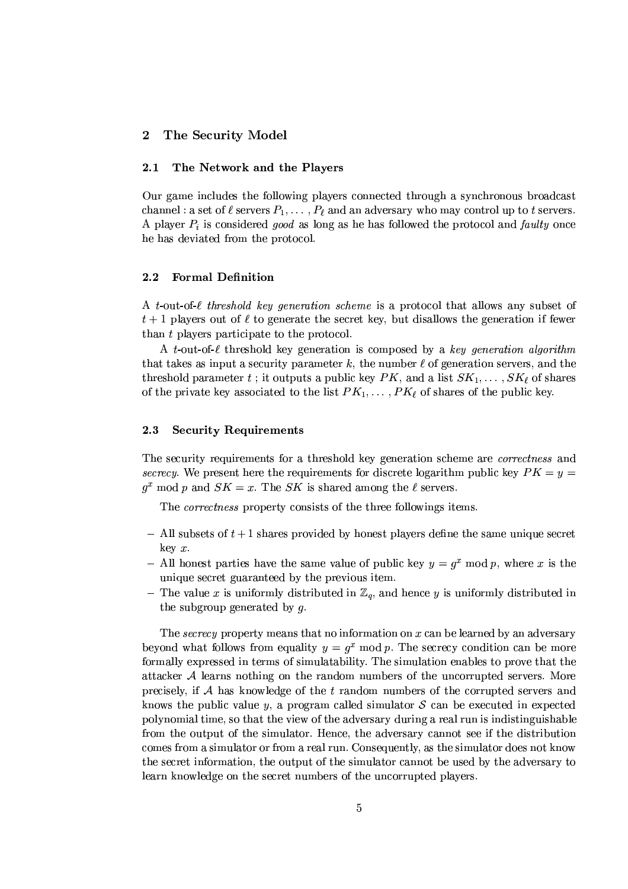## 2 The Security Model

### 2.1 The Network and the Players

Our game includes the following players connected through a synchronous broadcast channel : a set of $\ell$ servers $P_1, \ldots, P_\ell$ and an adversary who may control up to $t$ servers. A player $P_i$ is considered *good* as long as he has followed the protocol and *faulty* once he has deviated from the protocol.

### 2.2 Formal Definition

A $t$-out-of-$\ell$ *threshold key generation scheme* is a protocol that allows any subset of $t+1$ players out of $\ell$ to generate the secret key, but disallows the generation if fewer than $t$ players participate to the protocol.

A $t$-out-of-$\ell$ threshold key generation is composed by a *key generation algorithm* that takes as input a security parameter $k$, the number $\ell$ of generation servers, and the threshold parameter $t$ ; it outputs a public key $PK$, and a list $SK_1, \ldots, SK_\ell$ of shares of the private key associated to the list $PK_1, \ldots, PK_\ell$ of shares of the public key.

### 2.3 Security Requirements

The security requirements for a threshold key generation scheme are *correctness* and *secrecy*. We present here the requirements for discrete logarithm public key $PK = y = g^x \bmod p$ and $SK = x$. The $SK$ is shared among the $\ell$ servers.

The *correctness* property consists of the three followings items.

- All subsets of $t+1$ shares provided by honest players define the same unique secret key $x$.
- All honest parties have the same value of public key $y = g^x \bmod p$, where $x$ is the unique secret guaranteed by the previous item.
- The value $x$ is uniformly distributed in $\mathbb{Z}_q$, and hence $y$ is uniformly distributed in the subgroup generated by $g$.

The *secrecy* property means that no information on $x$ can be learned by an adversary beyond what follows from equality $y = g^x \bmod p$. The secrecy condition can be more formally expressed in terms of simulatability. The simulation enables to prove that the attacker $\mathcal{A}$ learns nothing on the random numbers of the uncorrupted servers. More precisely, if $\mathcal{A}$ has knowledge of the $t$ random numbers of the corrupted servers and knows the public value $y$, a program called simulator $\mathcal{S}$ can be executed in expected polynomial time, so that the view of the adversary during a real run is indistinguishable from the output of the simulator. Hence, the adversary cannot see if the distribution comes from a simulator or from a real run. Consequently, as the simulator does not know the secret information, the output of the simulator cannot be used by the adversary to learn knowledge on the secret numbers of the uncorrupted players.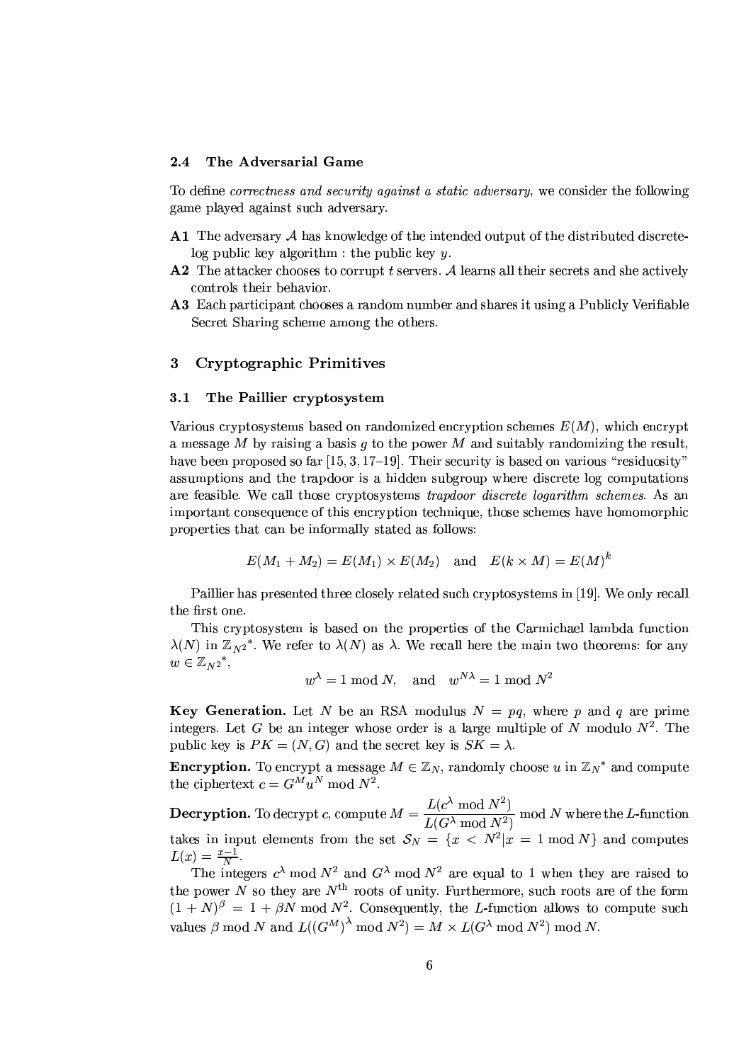### 2.4 The Adversarial Game

To define *correctness and security against a static adversary*, we consider the following game played against such adversary.

**A1** The adversary $\mathcal{A}$ has knowledge of the intended output of the distributed discrete-log public key algorithm : the public key $y$.

**A2** The attacker chooses to corrupt $t$ servers. $\mathcal{A}$ learns all their secrets and she actively controls their behavior.

**A3** Each participant chooses a random number and shares it using a Publicly Verifiable Secret Sharing scheme among the others.

## 3 Cryptographic Primitives

### 3.1 The Paillier cryptosystem

Various cryptosystems based on randomized encryption schemes $E(M)$, which encrypt a message $M$ by raising a basis $g$ to the power $M$ and suitably randomizing the result, have been proposed so far [15, 3, 17–19]. Their security is based on various "residuosity" assumptions and the trapdoor is a hidden subgroup where discrete log computations are feasible. We call those cryptosystems *trapdoor discrete logarithm schemes*. As an important consequence of this encryption technique, those schemes have homomorphic properties that can be informally stated as follows:

$$E(M_1 + M_2) = E(M_1) \times E(M_2) \quad \text{and} \quad E(k \times M) = E(M)^k$$

Paillier has presented three closely related such cryptosystems in [19]. We only recall the first one.

This cryptosystem is based on the properties of the Carmichael lambda function $\lambda(N)$ in $\mathbb{Z}_{N^2}{}^*$. We refer to $\lambda(N)$ as $\lambda$. We recall here the main two theorems: for any $w \in \mathbb{Z}_{N^2}{}^*$,

$$w^\lambda = 1 \bmod N, \quad \text{and} \quad w^{N\lambda} = 1 \bmod N^2$$

**Key Generation.** Let $N$ be an RSA modulus $N = pq$, where $p$ and $q$ are prime integers. Let $G$ be an integer whose order is a large multiple of $N$ modulo $N^2$. The public key is $PK = (N, G)$ and the secret key is $SK = \lambda$.

**Encryption.** To encrypt a message $M \in \mathbb{Z}_N$, randomly choose $u$ in $\mathbb{Z}_N{}^*$ and compute the ciphertext $c = G^M u^N \bmod N^2$.

**Decryption.** To decrypt $c$, compute $M = \dfrac{L(c^\lambda \bmod N^2)}{L(G^\lambda \bmod N^2)} \bmod N$ where the $L$-function takes in input elements from the set $\mathcal{S}_N = \{x < N^2 | x = 1 \bmod N\}$ and computes $L(x) = \frac{x-1}{N}$.

The integers $c^\lambda \bmod N^2$ and $G^\lambda \bmod N^2$ are equal to 1 when they are raised to the power $N$ so they are $N^{\text{th}}$ roots of unity. Furthermore, such roots are of the form $(1+N)^\beta = 1 + \beta N \bmod N^2$. Consequently, the $L$-function allows to compute such values $\beta \bmod N$ and $L((G^M)^\lambda \bmod N^2) = M \times L(G^\lambda \bmod N^2) \bmod N$.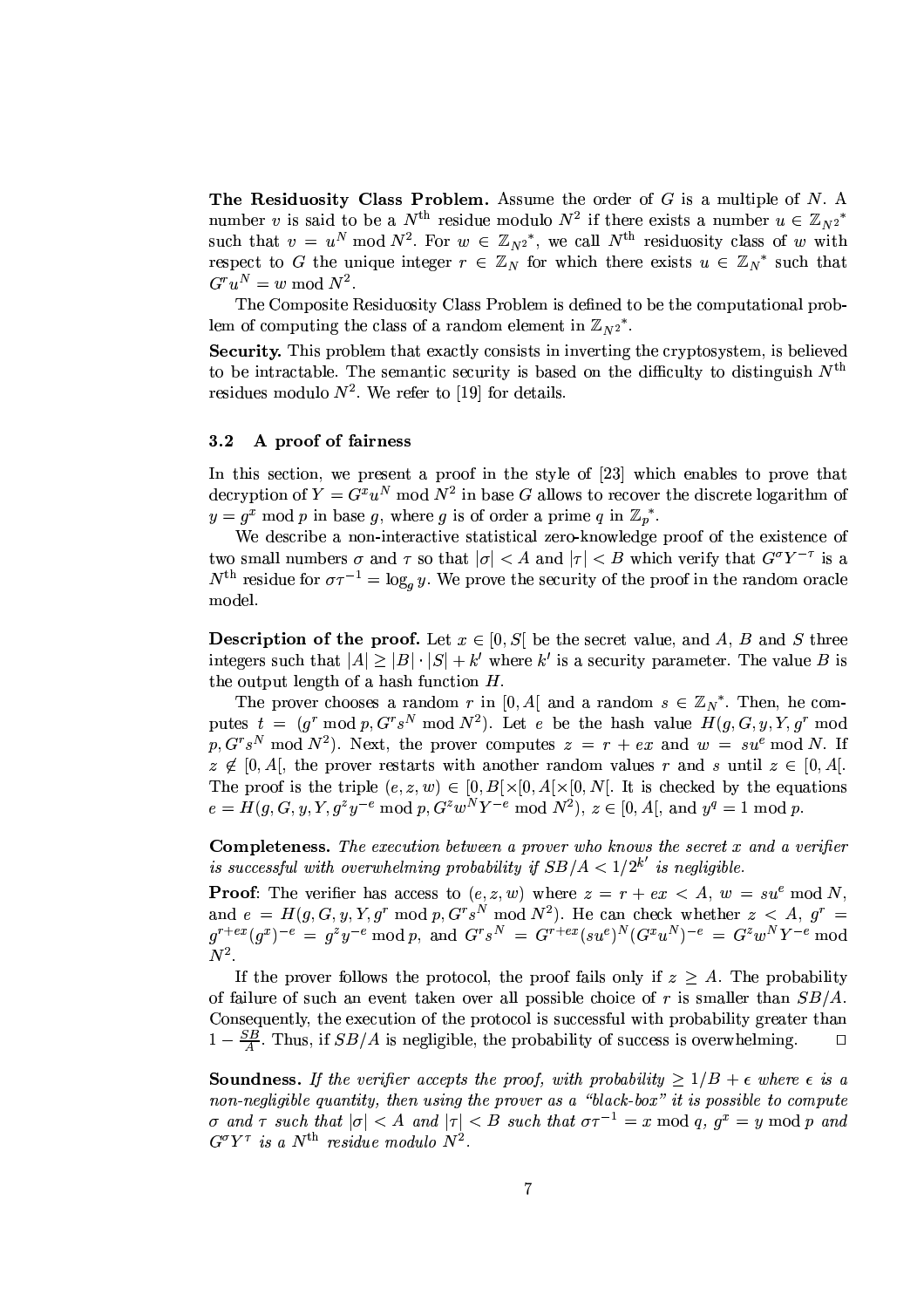**The Residuosity Class Problem.** Assume the order of $G$ is a multiple of $N$. A number $v$ is said to be a $N^{\text{th}}$ residue modulo $N^2$ if there exists a number $u \in \mathbb{Z}_{N^2}{}^*$ such that $v = u^N \bmod N^2$. For $w \in \mathbb{Z}_{N^2}{}^*$, we call $N^{\text{th}}$ residuosity class of $w$ with respect to $G$ the unique integer $r \in \mathbb{Z}_N$ for which there exists $u \in \mathbb{Z}_N{}^*$ such that $G^r u^N = w \bmod N^2$.

The Composite Residuosity Class Problem is defined to be the computational problem of computing the class of a random element in $\mathbb{Z}_{N^2}{}^*$.

**Security.** This problem that exactly consists in inverting the cryptosystem, is believed to be intractable. The semantic security is based on the difficulty to distinguish $N^{\text{th}}$ residues modulo $N^2$. We refer to [19] for details.

### 3.2 A proof of fairness

In this section, we present a proof in the style of [23] which enables to prove that decryption of $Y = G^x u^N \bmod N^2$ in base $G$ allows to recover the discrete logarithm of $y = g^x \bmod p$ in base $g$, where $g$ is of order a prime $q$ in $\mathbb{Z}_p{}^*$.

We describe a non-interactive statistical zero-knowledge proof of the existence of two small numbers $\sigma$ and $\tau$ so that $|\sigma| < A$ and $|\tau| < B$ which verify that $G^\sigma Y^{-\tau}$ is a $N^{\text{th}}$ residue for $\sigma\tau^{-1} = \log_g y$. We prove the security of the proof in the random oracle model.

**Description of the proof.** Let $x \in [0, S[$ be the secret value, and $A$, $B$ and $S$ three integers such that $|A| \geq |B| \cdot |S| + k'$ where $k'$ is a security parameter. The value $B$ is the output length of a hash function $H$.

The prover chooses a random $r$ in $[0, A[$ and a random $s \in \mathbb{Z}_N{}^*$. Then, he computes $t = (g^r \bmod p, G^r s^N \bmod N^2)$. Let $e$ be the hash value $H(g, G, y, Y, g^r \bmod p, G^r s^N \bmod N^2)$. Next, the prover computes $z = r + ex$ and $w = s u^e \bmod N$. If $z \notin [0, A[$, the prover restarts with another random values $r$ and $s$ until $z \in [0, A[$. The proof is the triple $(e, z, w) \in [0, B[\times[0, A[\times[0, N[$. It is checked by the equations $e = H(g, G, y, Y, g^z y^{-e} \bmod p, G^z w^N Y^{-e} \bmod N^2)$, $z \in [0, A[$, and $y^q = 1 \bmod p$.

**Completeness.** *The execution between a prover who knows the secret $x$ and a verifier is successful with overwhelming probability if $SB/A < 1/2^{k'}$ is negligible.*

**Proof**: The verifier has access to $(e, z, w)$ where $z = r + ex < A$, $w = s u^e \bmod N$, and $e = H(g, G, y, Y, g^r \bmod p, G^r s^N \bmod N^2)$. He can check whether $z < A$, $g^r = g^{r+ex}(g^x)^{-e} = g^z y^{-e} \bmod p$, and $G^r s^N = G^{r+ex}(s u^e)^N (G^x u^N)^{-e} = G^z w^N Y^{-e} \bmod N^2$.

If the prover follows the protocol, the proof fails only if $z \geq A$. The probability of failure of such an event taken over all possible choice of $r$ is smaller than $SB/A$. Consequently, the execution of the protocol is successful with probability greater than $1 - \frac{SB}{A}$. Thus, if $SB/A$ is negligible, the probability of success is overwhelming. $\square$

**Soundness.** *If the verifier accepts the proof, with probability $\geq 1/B + \epsilon$ where $\epsilon$ is a non-negligible quantity, then using the prover as a "black-box" it is possible to compute $\sigma$ and $\tau$ such that $|\sigma| < A$ and $|\tau| < B$ such that $\sigma\tau^{-1} = x \bmod q$, $g^x = y \bmod p$ and $G^\sigma Y^\tau$ is a $N^{\text{th}}$ residue modulo $N^2$.*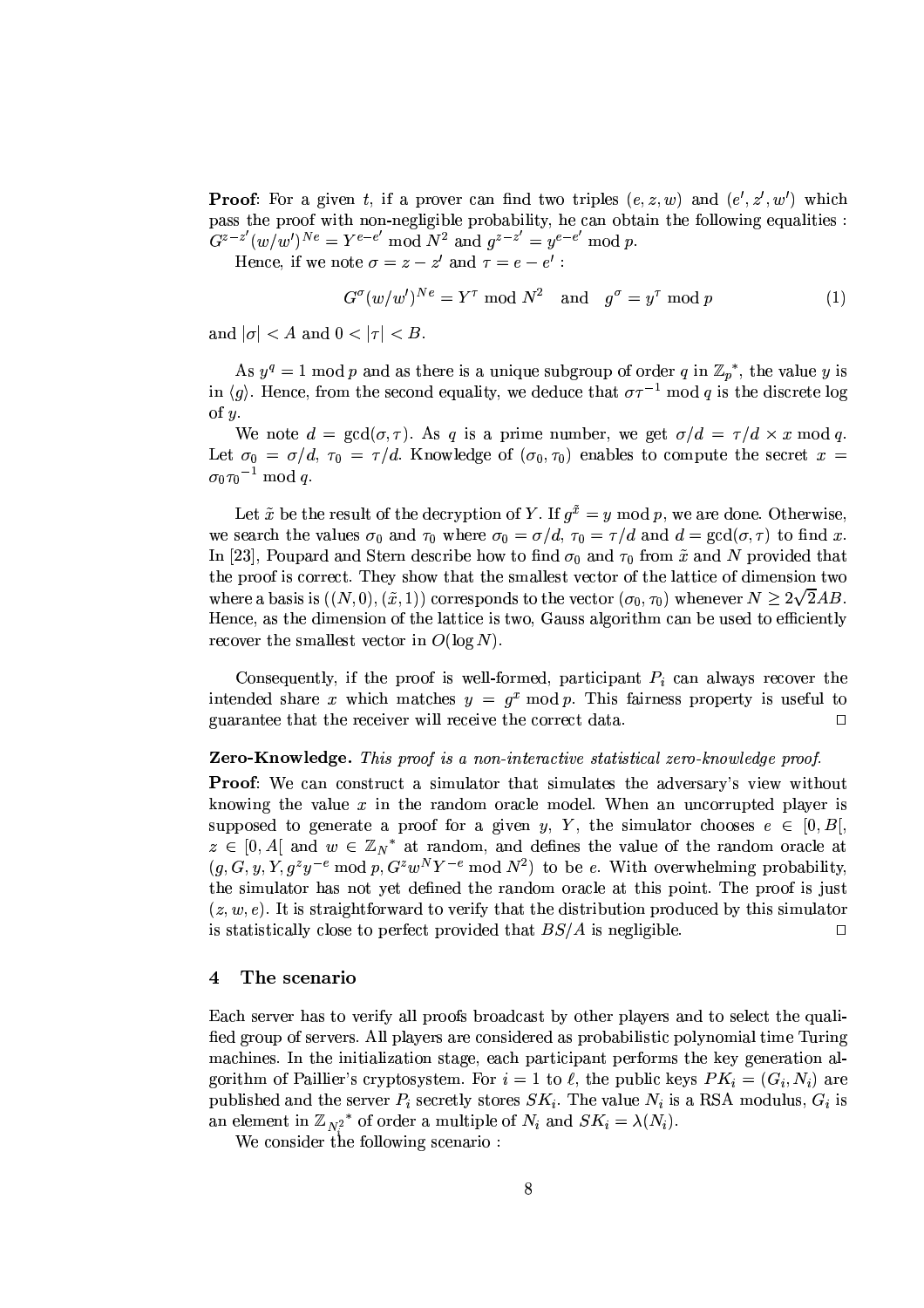**Proof**: For a given $t$, if a prover can find two triples $(e, z, w)$ and $(e', z', w')$ which pass the proof with non-negligible probability, he can obtain the following equalities : $G^{z-z'}(w/w')^{Ne} = Y^{e-e'} \bmod N^2$ and $g^{z-z'} = y^{e-e'} \bmod p$.

Hence, if we note $\sigma = z - z'$ and $\tau = e - e'$ :

$$G^{\sigma}(w/w')^{Ne} = Y^{\tau} \bmod N^2 \quad \text{and} \quad g^{\sigma} = y^{\tau} \bmod p \tag{1}$$

and $|\sigma| < A$ and $0 < |\tau| < B$.

As $y^q = 1 \bmod p$ and as there is a unique subgroup of order $q$ in $\mathbb{Z}_p{}^*$, the value $y$ is in $\langle g \rangle$. Hence, from the second equality, we deduce that $\sigma\tau^{-1} \bmod q$ is the discrete log of $y$.

We note $d = \gcd(\sigma, \tau)$. As $q$ is a prime number, we get $\sigma/d = \tau/d \times x \bmod q$. Let $\sigma_0 = \sigma/d$, $\tau_0 = \tau/d$. Knowledge of $(\sigma_0, \tau_0)$ enables to compute the secret $x = \sigma_0{\tau_0}^{-1} \bmod q$.

Let $\tilde{x}$ be the result of the decryption of $Y$. If $g^{\tilde{x}} = y \bmod p$, we are done. Otherwise, we search the values $\sigma_0$ and $\tau_0$ where $\sigma_0 = \sigma/d$, $\tau_0 = \tau/d$ and $d = \gcd(\sigma, \tau)$ to find $x$. In [23], Poupard and Stern describe how to find $\sigma_0$ and $\tau_0$ from $\tilde{x}$ and $N$ provided that the proof is correct. They show that the smallest vector of the lattice of dimension two where a basis is $((N, 0), (\tilde{x}, 1))$ corresponds to the vector $(\sigma_0, \tau_0)$ whenever $N \geq 2\sqrt{2}AB$. Hence, as the dimension of the lattice is two, Gauss algorithm can be used to efficiently recover the smallest vector in $O(\log N)$.

Consequently, if the proof is well-formed, participant $P_i$ can always recover the intended share $x$ which matches $y = g^x \bmod p$. This fairness property is useful to guarantee that the receiver will receive the correct data. □

**Zero-Knowledge.** *This proof is a non-interactive statistical zero-knowledge proof.*

**Proof**: We can construct a simulator that simulates the adversary's view without knowing the value $x$ in the random oracle model. When an uncorrupted player is supposed to generate a proof for a given $y$, $Y$, the simulator chooses $e \in [0, B[$, $z \in [0, A[$ and $w \in \mathbb{Z}_N{}^*$ at random, and defines the value of the random oracle at $(g, G, y, Y, g^z y^{-e} \bmod p, G^z w^N Y^{-e} \bmod N^2)$ to be $e$. With overwhelming probability, the simulator has not yet defined the random oracle at this point. The proof is just $(z, w, e)$. It is straightforward to verify that the distribution produced by this simulator is statistically close to perfect provided that $BS/A$ is negligible. □

## 4 The scenario

Each server has to verify all proofs broadcast by other players and to select the qualified group of servers. All players are considered as probabilistic polynomial time Turing machines. In the initialization stage, each participant performs the key generation algorithm of Paillier's cryptosystem. For $i = 1$ to $\ell$, the public keys $PK_i = (G_i, N_i)$ are published and the server $P_i$ secretly stores $SK_i$. The value $N_i$ is a RSA modulus, $G_i$ is an element in $\mathbb{Z}_{N_i^2}{}^*$ of order a multiple of $N_i$ and $SK_i = \lambda(N_i)$.

We consider the following scenario :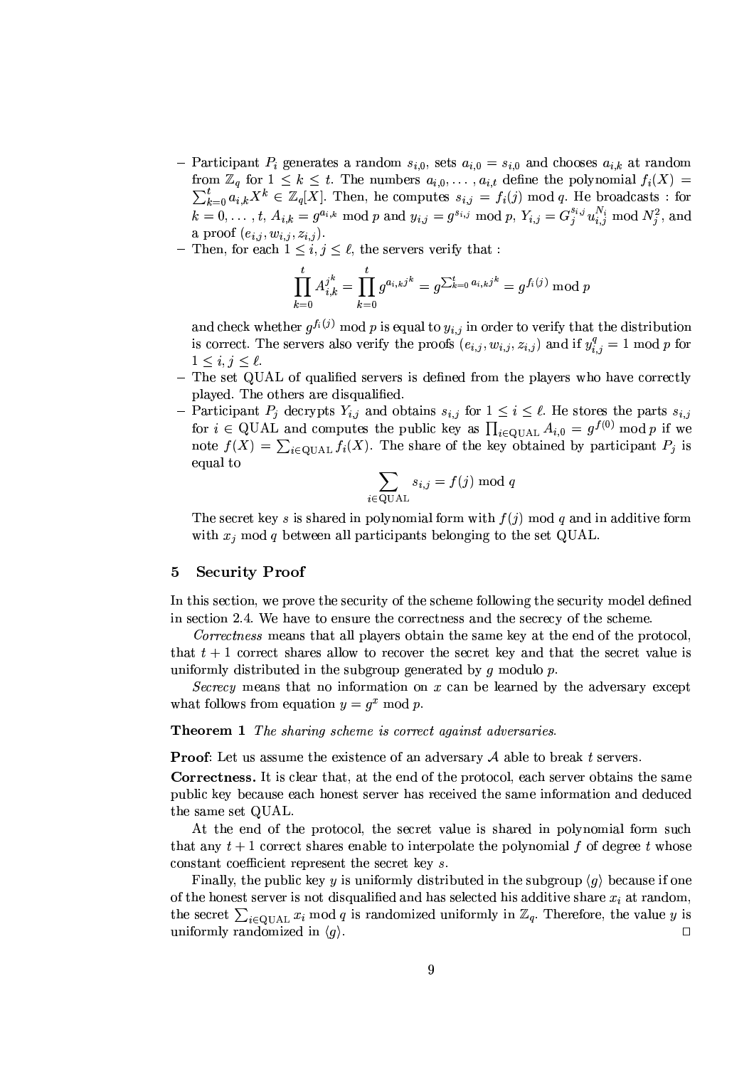- Participant $P_i$ generates a random $s_{i,0}$, sets $a_{i,0} = s_{i,0}$ and chooses $a_{i,k}$ at random from $\mathbb{Z}_q$ for $1 \leq k \leq t$. The numbers $a_{i,0}, \ldots, a_{i,t}$ define the polynomial $f_i(X) = \sum_{k=0}^{t} a_{i,k} X^k \in \mathbb{Z}_q[X]$. Then, he computes $s_{i,j} = f_i(j) \bmod q$. He broadcasts : for $k = 0, \ldots, t$, $A_{i,k} = g^{a_{i,k}} \bmod p$ and $y_{i,j} = g^{s_{i,j}} \bmod p$, $Y_{i,j} = G_j^{s_{i,j}} u_{i,j}^{N_i} \bmod N_j^2$, and a proof $(e_{i,j}, w_{i,j}, z_{i,j})$.
- Then, for each $1 \leq i, j \leq \ell$, the servers verify that :

$$\prod_{k=0}^{t} A_{i,k}^{j^k} = \prod_{k=0}^{t} g^{a_{i,k} j^k} = g^{\sum_{k=0}^{t} a_{i,k} j^k} = g^{f_i(j)} \bmod p$$

  and check whether $g^{f_i(j)} \bmod p$ is equal to $y_{i,j}$ in order to verify that the distribution is correct. The servers also verify the proofs $(e_{i,j}, w_{i,j}, z_{i,j})$ and if $y_{i,j}^q = 1 \bmod p$ for $1 \leq i, j \leq \ell$.
- The set QUAL of qualified servers is defined from the players who have correctly played. The others are disqualified.
- Participant $P_j$ decrypts $Y_{i,j}$ and obtains $s_{i,j}$ for $1 \leq i \leq \ell$. He stores the parts $s_{i,j}$ for $i \in \text{QUAL}$ and computes the public key as $\prod_{i \in \text{QUAL}} A_{i,0} = g^{f(0)} \bmod p$ if we note $f(X) = \sum_{i \in \text{QUAL}} f_i(X)$. The share of the key obtained by participant $P_j$ is equal to

$$\sum_{i \in \text{QUAL}} s_{i,j} = f(j) \bmod q$$

  The secret key $s$ is shared in polynomial form with $f(j) \bmod q$ and in additive form with $x_j \bmod q$ between all participants belonging to the set QUAL.

## 5 Security Proof

In this section, we prove the security of the scheme following the security model defined in section 2.4. We have to ensure the correctness and the secrecy of the scheme.

*Correctness* means that all players obtain the same key at the end of the protocol, that $t+1$ correct shares allow to recover the secret key and that the secret value is uniformly distributed in the subgroup generated by $g$ modulo $p$.

*Secrecy* means that no information on $x$ can be learned by the adversary except what follows from equation $y = g^x \bmod p$.

**Theorem 1** *The sharing scheme is correct against adversaries.*

**Proof**: Let us assume the existence of an adversary $\mathcal{A}$ able to break $t$ servers.

**Correctness.** It is clear that, at the end of the protocol, each server obtains the same public key because each honest server has received the same information and deduced the same set QUAL.

At the end of the protocol, the secret value is shared in polynomial form such that any $t+1$ correct shares enable to interpolate the polynomial $f$ of degree $t$ whose constant coefficient represent the secret key $s$.

Finally, the public key $y$ is uniformly distributed in the subgroup $\langle g \rangle$ because if one of the honest server is not disqualified and has selected his additive share $x_i$ at random, the secret $\sum_{i \in \text{QUAL}} x_i \bmod q$ is randomized uniformly in $\mathbb{Z}_q$. Therefore, the value $y$ is uniformly randomized in $\langle g \rangle$. □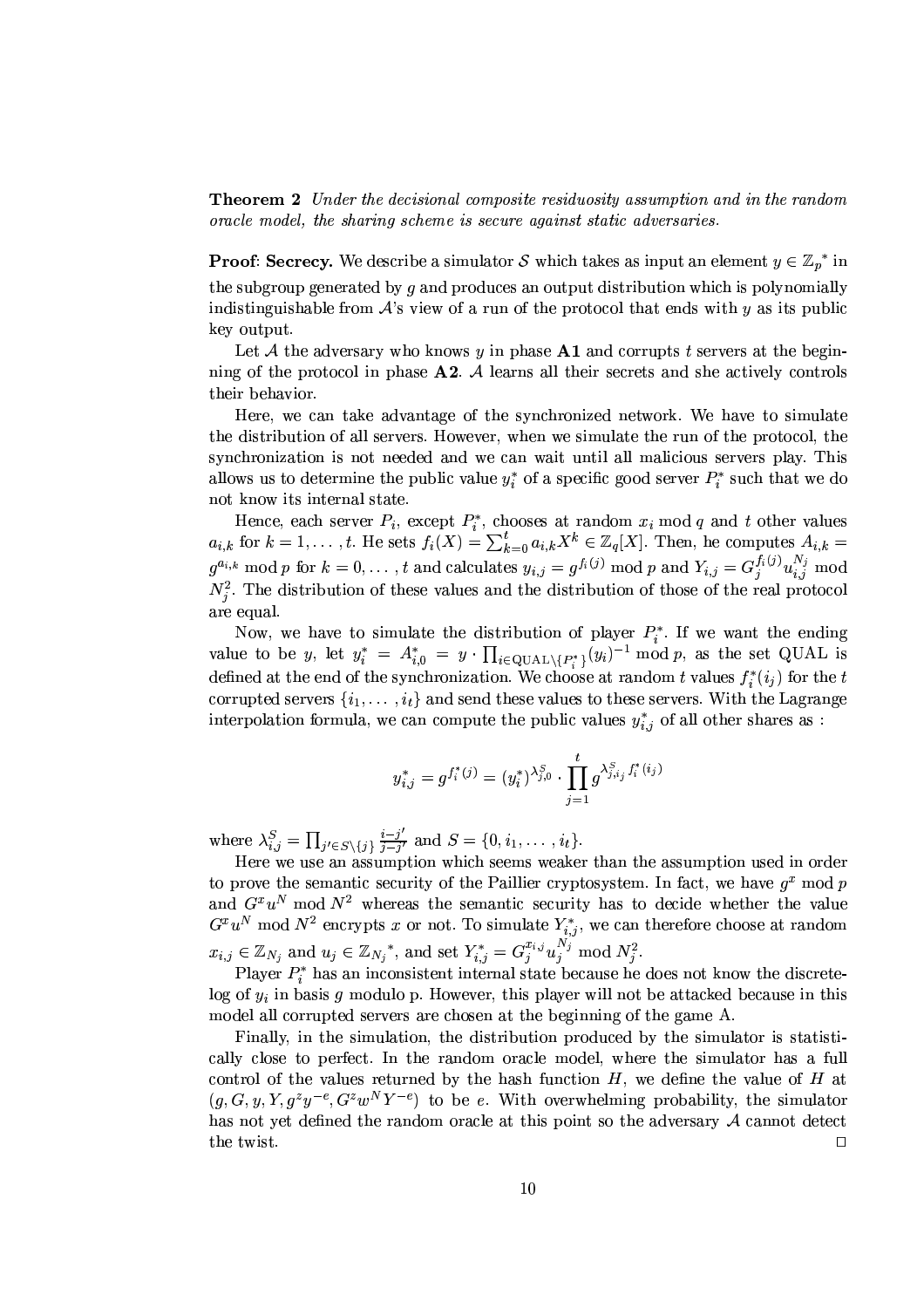**Theorem 2** *Under the decisional composite residuosity assumption and in the random oracle model, the sharing scheme is secure against static adversaries.*

**Proof**: **Secrecy.** We describe a simulator $\mathcal{S}$ which takes as input an element $y \in \mathbb{Z}_p{}^*$ in the subgroup generated by $g$ and produces an output distribution which is polynomially indistinguishable from $\mathcal{A}$'s view of a run of the protocol that ends with $y$ as its public key output.

Let $\mathcal{A}$ the adversary who knows $y$ in phase **A1** and corrupts $t$ servers at the beginning of the protocol in phase **A2**. $\mathcal{A}$ learns all their secrets and she actively controls their behavior.

Here, we can take advantage of the synchronized network. We have to simulate the distribution of all servers. However, when we simulate the run of the protocol, the synchronization is not needed and we can wait until all malicious servers play. This allows us to determine the public value $y_i^*$ of a specific good server $P_i^*$ such that we do not know its internal state.

Hence, each server $P_i$, except $P_i^*$, chooses at random $x_i \bmod q$ and $t$ other values $a_{i,k}$ for $k = 1, \ldots, t$. He sets $f_i(X) = \sum_{k=0}^{t} a_{i,k} X^k \in \mathbb{Z}_q[X]$. Then, he computes $A_{i,k} = g^{a_{i,k}} \bmod p$ for $k = 0, \ldots, t$ and calculates $y_{i,j} = g^{f_i(j)} \bmod p$ and $Y_{i,j} = G_j^{f_i(j)} u_{i,j}^{N_j} \bmod N_j^2$. The distribution of these values and the distribution of those of the real protocol are equal.

Now, we have to simulate the distribution of player $P_i^*$. If we want the ending value to be $y$, let $y_i^* = A_{i,0}^* = y \cdot \prod_{i \in \mathrm{QUAL} \setminus \{P_i^*\}} (y_i)^{-1} \bmod p$, as the set QUAL is defined at the end of the synchronization. We choose at random $t$ values $f_i^*(i_j)$ for the $t$ corrupted servers $\{i_1, \ldots, i_t\}$ and send these values to these servers. With the Lagrange interpolation formula, we can compute the public values $y_{i,j}^*$ of all other shares as :

$$y_{i,j}^* = g^{f_i^*(j)} = (y_i^*)^{\lambda_{j,0}^S} \cdot \prod_{j=1}^{t} g^{\lambda_{j,i_j}^S f_i^*(i_j)}$$

where $\lambda_{i,j}^S = \prod_{j' \in S \setminus \{j\}} \frac{i-j'}{j-j'}$ and $S = \{0, i_1, \ldots, i_t\}$.

Here we use an assumption which seems weaker than the assumption used in order to prove the semantic security of the Paillier cryptosystem. In fact, we have $g^x \bmod p$ and $G^x u^N \bmod N^2$ whereas the semantic security has to decide whether the value $G^x u^N \bmod N^2$ encrypts $x$ or not. To simulate $Y_{i,j}^*$, we can therefore choose at random $x_{i,j} \in \mathbb{Z}_{N_j}$ and $u_j \in \mathbb{Z}_{N_j}{}^*$, and set $Y_{i,j}^* = G_j^{x_{i,j}} u_j^{N_j} \bmod N_j^2$.

Player $P_i^*$ has an inconsistent internal state because he does not know the discrete-log of $y_i$ in basis $g$ modulo p. However, this player will not be attacked because in this model all corrupted servers are chosen at the beginning of the game A.

Finally, in the simulation, the distribution produced by the simulator is statistically close to perfect. In the random oracle model, where the simulator has a full control of the values returned by the hash function $H$, we define the value of $H$ at $(g, G, y, Y, g^z y^{-e}, G^z w^N Y^{-e})$ to be $e$. With overwhelming probability, the simulator has not yet defined the random oracle at this point so the adversary $\mathcal{A}$ cannot detect the twist. □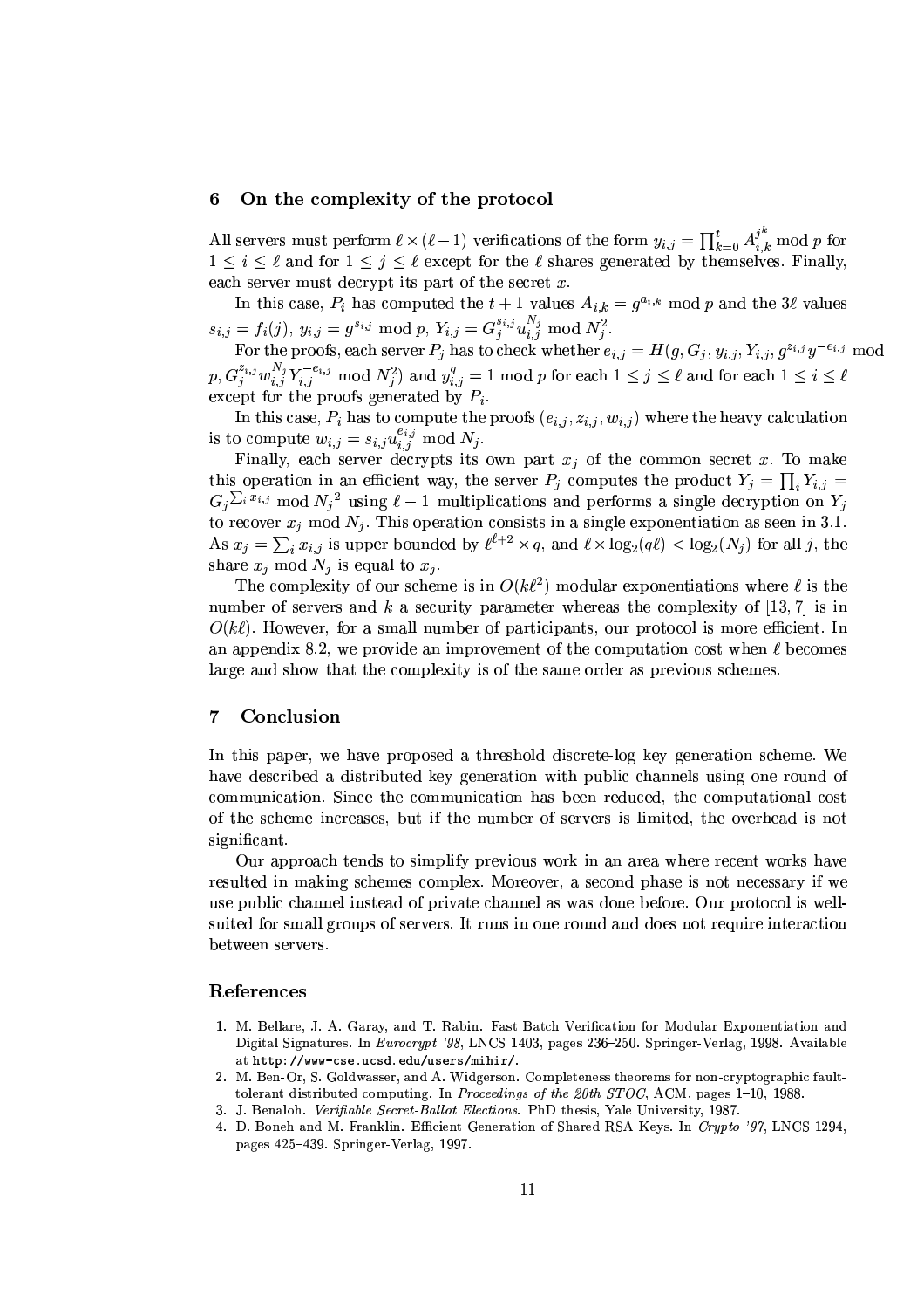## 6 On the complexity of the protocol

All servers must perform $\ell \times (\ell - 1)$ verifications of the form $y_{i,j} = \prod_{k=0}^{t} A_{i,k}^{j^k} \bmod p$ for $1 \leq i \leq \ell$ and for $1 \leq j \leq \ell$ except for the $\ell$ shares generated by themselves. Finally, each server must decrypt its part of the secret $x$.

In this case, $P_i$ has computed the $t+1$ values $A_{i,k} = g^{a_{i,k}} \bmod p$ and the $3\ell$ values $s_{i,j} = f_i(j)$, $y_{i,j} = g^{s_{i,j}} \bmod p$, $Y_{i,j} = G_j^{s_{i,j}} u_{i,j}^{N_j} \bmod N_j^2$.

For the proofs, each server $P_j$ has to check whether $e_{i,j} = H(g, G_j, y_{i,j}, Y_{i,j}, g^{z_{i,j}} y^{-e_{i,j}} \bmod p, G_j^{z_{i,j}} w_{i,j}^{N_j} Y_{i,j}^{-e_{i,j}} \bmod N_j^2)$ and $y_{i,j}^q = 1 \bmod p$ for each $1 \leq j \leq \ell$ and for each $1 \leq i \leq \ell$ except for the proofs generated by $P_i$.

In this case, $P_i$ has to compute the proofs $(e_{i,j}, z_{i,j}, w_{i,j})$ where the heavy calculation is to compute $w_{i,j} = s_{i,j} u_{i,j}^{e_{i,j}} \bmod N_j$.

Finally, each server decrypts its own part $x_j$ of the common secret $x$. To make this operation in an efficient way, the server $P_j$ computes the product $Y_j = \prod_i Y_{i,j} = G_j^{\sum_i x_{i,j}} \bmod N_j{}^2$ using $\ell - 1$ multiplications and performs a single decryption on $Y_j$ to recover $x_j \bmod N_j$. This operation consists in a single exponentiation as seen in 3.1. As $x_j = \sum_i x_{i,j}$ is upper bounded by $\ell^{\ell+2} \times q$, and $\ell \times \log_2(q\ell) < \log_2(N_j)$ for all $j$, the share $x_j \bmod N_j$ is equal to $x_j$.

The complexity of our scheme is in $O(k\ell^2)$ modular exponentiations where $\ell$ is the number of servers and $k$ a security parameter whereas the complexity of [13, 7] is in $O(k\ell)$. However, for a small number of participants, our protocol is more efficient. In an appendix 8.2, we provide an improvement of the computation cost when $\ell$ becomes large and show that the complexity is of the same order as previous schemes.

## 7 Conclusion

In this paper, we have proposed a threshold discrete-log key generation scheme. We have described a distributed key generation with public channels using one round of communication. Since the communication has been reduced, the computational cost of the scheme increases, but if the number of servers is limited, the overhead is not significant.

Our approach tends to simplify previous work in an area where recent works have resulted in making schemes complex. Moreover, a second phase is not necessary if we use public channel instead of private channel as was done before. Our protocol is well-suited for small groups of servers. It runs in one round and does not require interaction between servers.

## References

1. M. Bellare, J. A. Garay, and T. Rabin. Fast Batch Verification for Modular Exponentiation and Digital Signatures. In *Eurocrypt '98*, LNCS 1403, pages 236–250. Springer-Verlag, 1998. Available at `http://www-cse.ucsd.edu/users/mihir/`.
2. M. Ben-Or, S. Goldwasser, and A. Widgerson. Completeness theorems for non-cryptographic fault-tolerant distributed computing. In *Proceedings of the 20th STOC*, ACM, pages 1–10, 1988.
3. J. Benaloh. *Verifiable Secret-Ballot Elections*. PhD thesis, Yale University, 1987.
4. D. Boneh and M. Franklin. Efficient Generation of Shared RSA Keys. In *Crypto '97*, LNCS 1294, pages 425–439. Springer-Verlag, 1997.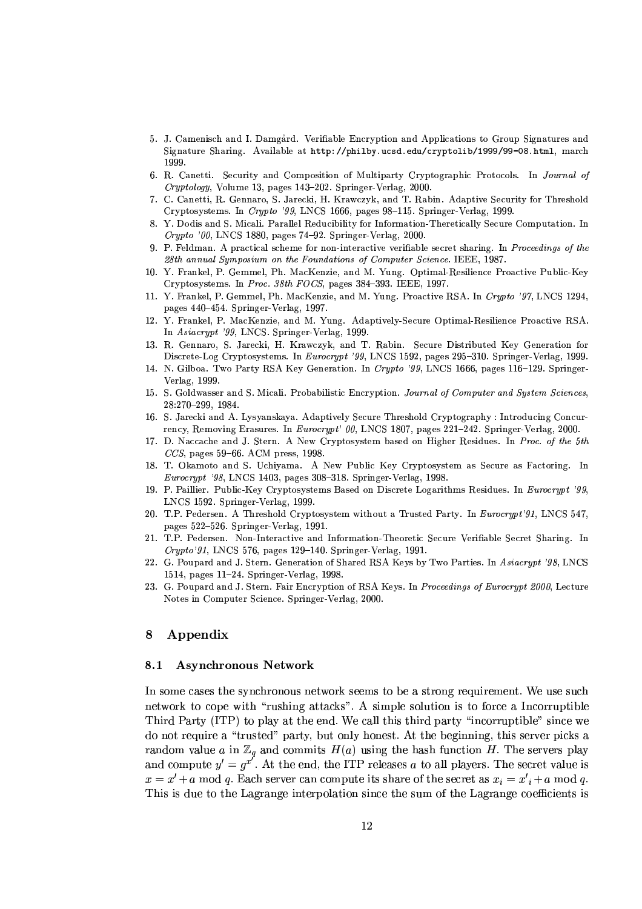5. J. Camenisch and I. Damgård. Verifiable Encryption and Applications to Group Signatures and Signature Sharing. Available at `http://philby.ucsd.edu/cryptolib/1999/99-08.html`, march 1999.
6. R. Canetti. Security and Composition of Multiparty Cryptographic Protocols. In *Journal of Cryptology*, Volume 13, pages 143–202. Springer-Verlag, 2000.
7. C. Canetti, R. Gennaro, S. Jarecki, H. Krawczyk, and T. Rabin. Adaptive Security for Threshold Cryptosystems. In *Crypto '99*, LNCS 1666, pages 98–115. Springer-Verlag, 1999.
8. Y. Dodis and S. Micali. Parallel Reducibility for Information-Theretically Secure Computation. In *Crypto '00*, LNCS 1880, pages 74–92. Springer-Verlag, 2000.
9. P. Feldman. A practical scheme for non-interactive verifiable secret sharing. In *Proceedings of the 28th annual Symposium on the Foundations of Computer Science*. IEEE, 1987.
10. Y. Frankel, P. Gemmel, Ph. MacKenzie, and M. Yung. Optimal-Resilience Proactive Public-Key Cryptosystems. In *Proc. 38th FOCS*, pages 384–393. IEEE, 1997.
11. Y. Frankel, P. Gemmel, Ph. MacKenzie, and M. Yung. Proactive RSA. In *Crypto '97*, LNCS 1294, pages 440–454. Springer-Verlag, 1997.
12. Y. Frankel, P. MacKenzie, and M. Yung. Adaptively-Secure Optimal-Resilience Proactive RSA. In *Asiacrypt '99*, LNCS. Springer-Verlag, 1999.
13. R. Gennaro, S. Jarecki, H. Krawczyk, and T. Rabin. Secure Distributed Key Generation for Discrete-Log Cryptosystems. In *Eurocrypt '99*, LNCS 1592, pages 295–310. Springer-Verlag, 1999.
14. N. Gilboa. Two Party RSA Key Generation. In *Crypto '99*, LNCS 1666, pages 116–129. Springer-Verlag, 1999.
15. S. Goldwasser and S. Micali. Probabilistic Encryption. *Journal of Computer and System Sciences*, 28:270–299, 1984.
16. S. Jarecki and A. Lysyanskaya. Adaptively Secure Threshold Cryptography : Introducing Concurrency, Removing Erasures. In *Eurocrypt' 00*, LNCS 1807, pages 221–242. Springer-Verlag, 2000.
17. D. Naccache and J. Stern. A New Cryptosystem based on Higher Residues. In *Proc. of the 5th CCS*, pages 59–66. ACM press, 1998.
18. T. Okamoto and S. Uchiyama. A New Public Key Cryptosystem as Secure as Factoring. In *Eurocrypt '98*, LNCS 1403, pages 308–318. Springer-Verlag, 1998.
19. P. Paillier. Public-Key Cryptosystems Based on Discrete Logarithms Residues. In *Eurocrypt '99*, LNCS 1592. Springer-Verlag, 1999.
20. T.P. Pedersen. A Threshold Cryptosystem without a Trusted Party. In *Eurocrypt'91*, LNCS 547, pages 522–526. Springer-Verlag, 1991.
21. T.P. Pedersen. Non-Interactive and Information-Theoretic Secure Verifiable Secret Sharing. In *Crypto'91*, LNCS 576, pages 129–140. Springer-Verlag, 1991.
22. G. Poupard and J. Stern. Generation of Shared RSA Keys by Two Parties. In *Asiacrypt '98*, LNCS 1514, pages 11–24. Springer-Verlag, 1998.
23. G. Poupard and J. Stern. Fair Encryption of RSA Keys. In *Proceedings of Eurocrypt 2000*, Lecture Notes in Computer Science. Springer-Verlag, 2000.

## 8 Appendix

### 8.1 Asynchronous Network

In some cases the synchronous network seems to be a strong requirement. We use such network to cope with "rushing attacks". A simple solution is to force a Incorruptible Third Party (ITP) to play at the end. We call this third party "incorruptible" since we do not require a "trusted" party, but only honest. At the beginning, this server picks a random value $a$ in $\mathbb{Z}_q$ and commits $H(a)$ using the hash function $H$. The servers play and compute $y' = g^{x'}$. At the end, the ITP releases $a$ to all players. The secret value is $x = x' + a \bmod q$. Each server can compute its share of the secret as $x_i = {x'}_i + a \bmod q$. This is due to the Lagrange interpolation since the sum of the Lagrange coefficients is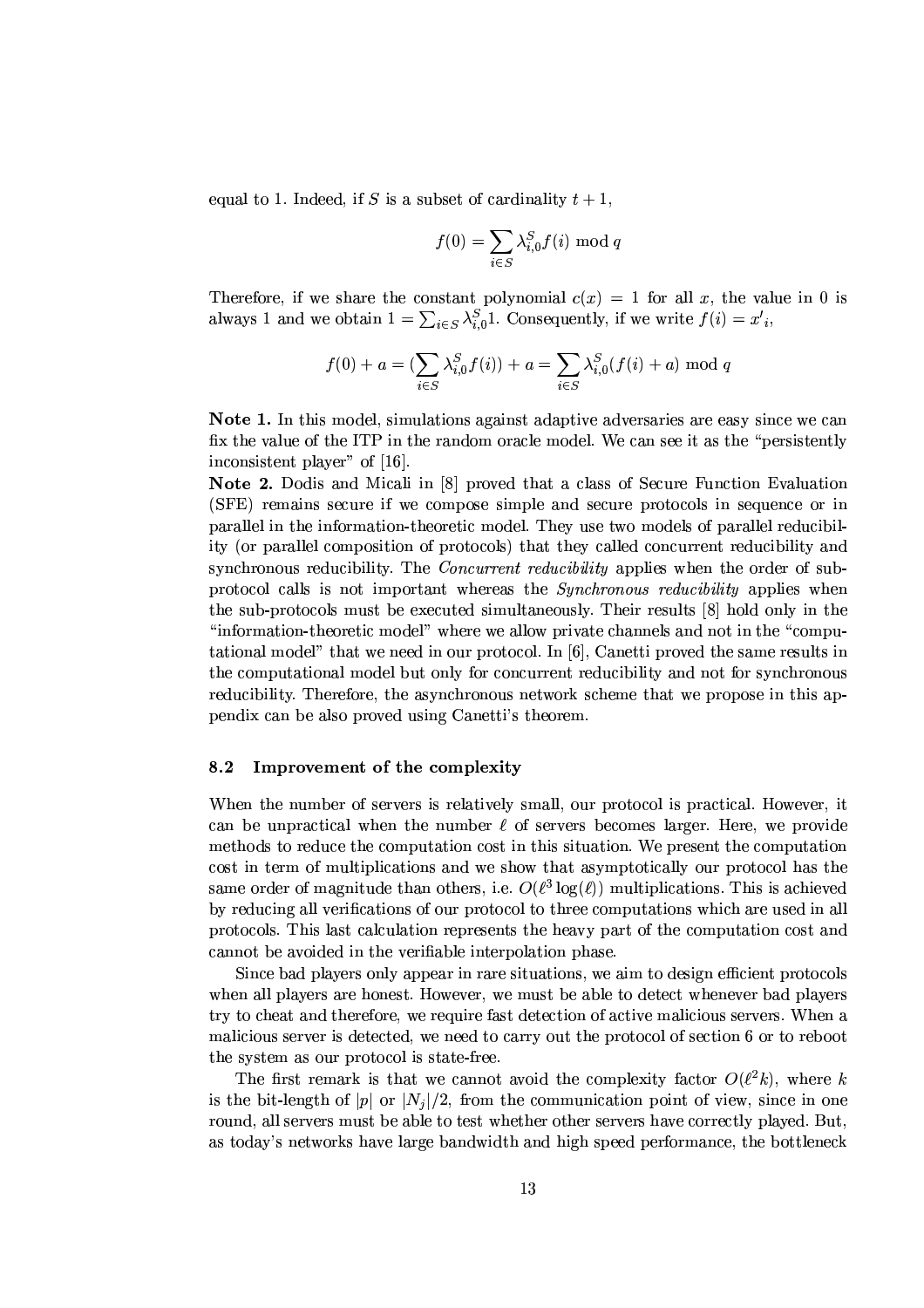equal to 1. Indeed, if $S$ is a subset of cardinality $t+1$,

$$f(0) = \sum_{i \in S} \lambda_{i,0}^S f(i) \bmod q$$

Therefore, if we share the constant polynomial $c(x) = 1$ for all $x$, the value in 0 is always 1 and we obtain $1 = \sum_{i \in S} \lambda_{i,0}^S 1$. Consequently, if we write $f(i) = x'_i$,

$$f(0) + a = (\sum_{i \in S} \lambda_{i,0}^S f(i)) + a = \sum_{i \in S} \lambda_{i,0}^S (f(i) + a) \bmod q$$

**Note 1.** In this model, simulations against adaptive adversaries are easy since we can fix the value of the ITP in the random oracle model. We can see it as the "persistently inconsistent player" of [16].

**Note 2.** Dodis and Micali in [8] proved that a class of Secure Function Evaluation (SFE) remains secure if we compose simple and secure protocols in sequence or in parallel in the information-theoretic model. They use two models of parallel reducibility (or parallel composition of protocols) that they called concurrent reducibility and synchronous reducibility. The *Concurrent reducibility* applies when the order of sub-protocol calls is not important whereas the *Synchronous reducibility* applies when the sub-protocols must be executed simultaneously. Their results [8] hold only in the "information-theoretic model" where we allow private channels and not in the "computational model" that we need in our protocol. In [6], Canetti proved the same results in the computational model but only for concurrent reducibility and not for synchronous reducibility. Therefore, the asynchronous network scheme that we propose in this appendix can be also proved using Canetti's theorem.

### 8.2 Improvement of the complexity

When the number of servers is relatively small, our protocol is practical. However, it can be unpractical when the number $\ell$ of servers becomes larger. Here, we provide methods to reduce the computation cost in this situation. We present the computation cost in term of multiplications and we show that asymptotically our protocol has the same order of magnitude than others, i.e. $O(\ell^3 \log(\ell))$ multiplications. This is achieved by reducing all verifications of our protocol to three computations which are used in all protocols. This last calculation represents the heavy part of the computation cost and cannot be avoided in the verifiable interpolation phase.

Since bad players only appear in rare situations, we aim to design efficient protocols when all players are honest. However, we must be able to detect whenever bad players try to cheat and therefore, we require fast detection of active malicious servers. When a malicious server is detected, we need to carry out the protocol of section 6 or to reboot the system as our protocol is state-free.

The first remark is that we cannot avoid the complexity factor $O(\ell^2 k)$, where $k$ is the bit-length of $|p|$ or $|N_j|/2$, from the communication point of view, since in one round, all servers must be able to test whether other servers have correctly played. But, as today's networks have large bandwidth and high speed performance, the bottleneck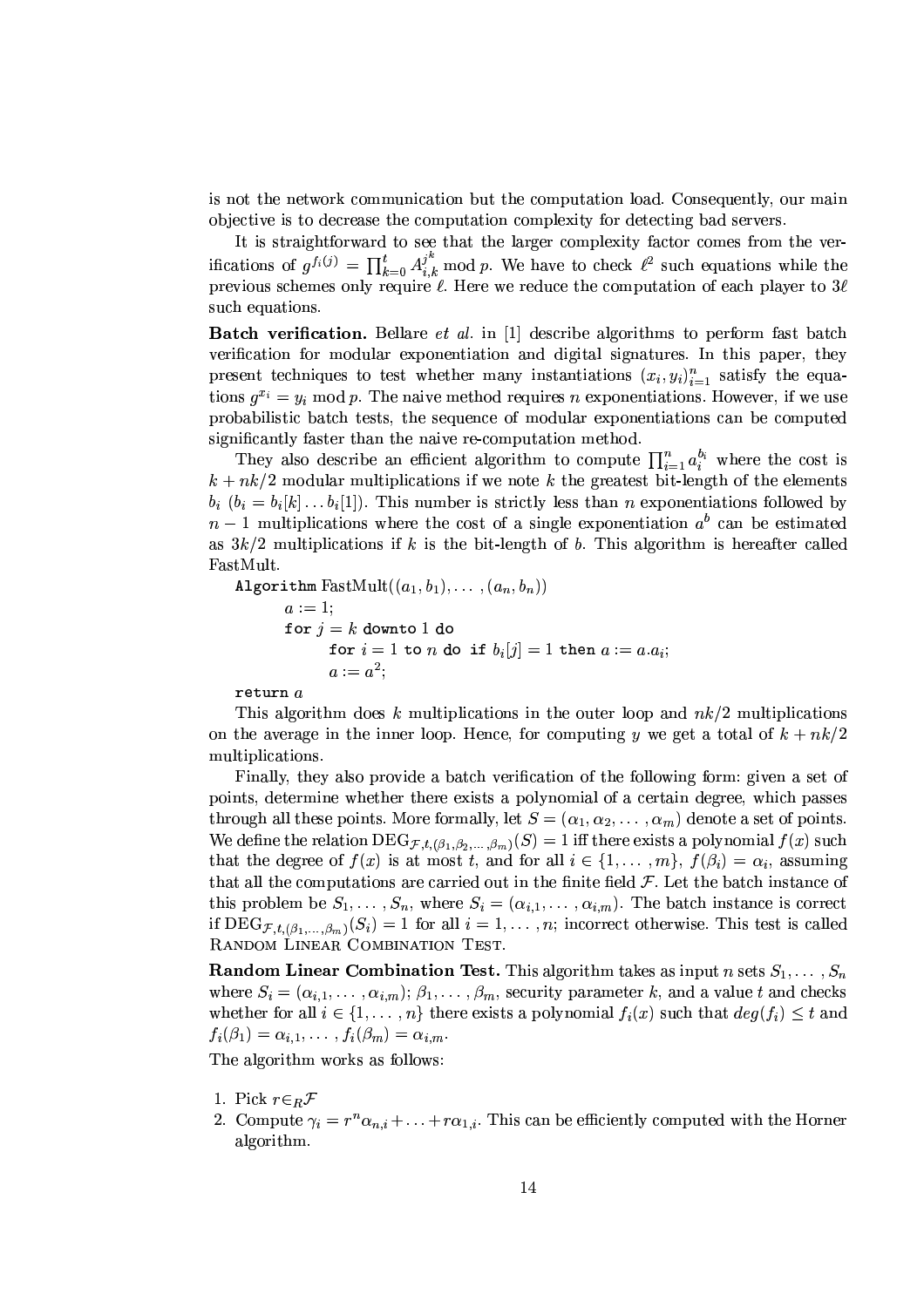is not the network communication but the computation load. Consequently, our main objective is to decrease the computation complexity for detecting bad servers.

It is straightforward to see that the larger complexity factor comes from the verifications of $g^{f_i(j)} = \prod_{k=0}^{t} A_{i,k}^{j^k} \bmod p$. We have to check $\ell^2$ such equations while the previous schemes only require $\ell$. Here we reduce the computation of each player to $3\ell$ such equations.

**Batch verification.** Bellare *et al.* in [1] describe algorithms to perform fast batch verification for modular exponentiation and digital signatures. In this paper, they present techniques to test whether many instantiations $(x_i, y_i)_{i=1}^{n}$ satisfy the equations $g^{x_i} = y_i \bmod p$. The naive method requires $n$ exponentiations. However, if we use probabilistic batch tests, the sequence of modular exponentiations can be computed significantly faster than the naive re-computation method.

They also describe an efficient algorithm to compute $\prod_{i=1}^{n} a_i^{b_i}$ where the cost is $k + nk/2$ modular multiplications if we note $k$ the greatest bit-length of the elements $b_i$ ($b_i = b_i[k] \dots b_i[1]$). This number is strictly less than $n$ exponentiations followed by $n-1$ multiplications where the cost of a single exponentiation $a^b$ can be estimated as $3k/2$ multiplications if $k$ is the bit-length of $b$. This algorithm is hereafter called FastMult.

```
Algorithm FastMult((a_1, b_1), ..., (a_n, b_n))
    a := 1;
    for j = k downto 1 do
        for i = 1 to n do if b_i[j] = 1 then a := a.a_i;
        a := a^2;
return a
```

This algorithm does $k$ multiplications in the outer loop and $nk/2$ multiplications on the average in the inner loop. Hence, for computing $y$ we get a total of $k + nk/2$ multiplications.

Finally, they also provide a batch verification of the following form: given a set of points, determine whether there exists a polynomial of a certain degree, which passes through all these points. More formally, let $S = (\alpha_1, \alpha_2, \dots, \alpha_m)$ denote a set of points. We define the relation $\mathrm{DEG}_{\mathcal{F},t,(\beta_1,\beta_2,\dots,\beta_m)}(S) = 1$ iff there exists a polynomial $f(x)$ such that the degree of $f(x)$ is at most $t$, and for all $i \in \{1, \dots, m\}$, $f(\beta_i) = \alpha_i$, assuming that all the computations are carried out in the finite field $\mathcal{F}$. Let the batch instance of this problem be $S_1, \dots, S_n$, where $S_i = (\alpha_{i,1}, \dots, \alpha_{i,m})$. The batch instance is correct if $\mathrm{DEG}_{\mathcal{F},t,(\beta_1,\dots,\beta_m)}(S_i) = 1$ for all $i = 1, \dots, n$; incorrect otherwise. This test is called RANDOM LINEAR COMBINATION TEST.

**Random Linear Combination Test.** This algorithm takes as input $n$ sets $S_1, \dots, S_n$ where $S_i = (\alpha_{i,1}, \dots, \alpha_{i,m})$; $\beta_1, \dots, \beta_m$, security parameter $k$, and a value $t$ and checks whether for all $i \in \{1, \dots, n\}$ there exists a polynomial $f_i(x)$ such that $deg(f_i) \le t$ and $f_i(\beta_1) = \alpha_{i,1}, \dots, f_i(\beta_m) = \alpha_{i,m}$.

The algorithm works as follows:

1. Pick $r \in_R \mathcal{F}$
2. Compute $\gamma_i = r^n \alpha_{n,i} + \dots + r\alpha_{1,i}$. This can be efficiently computed with the Horner algorithm.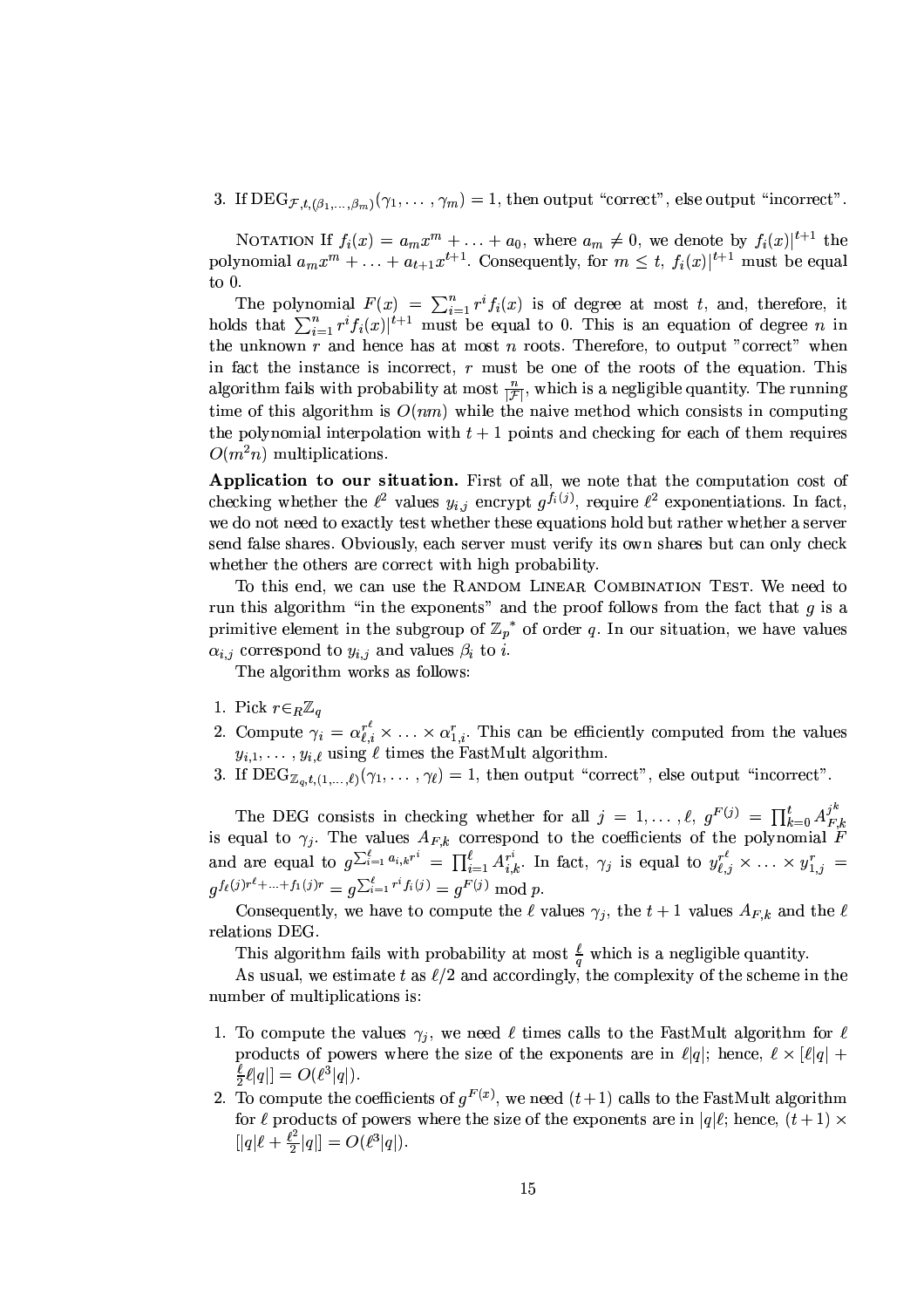3. If $\mathrm{DEG}_{\mathcal{F},t,(\beta_1,\ldots,\beta_m)}(\gamma_1,\ldots,\gamma_m) = 1$, then output "correct", else output "incorrect".

NOTATION If $f_i(x) = a_m x^m + \ldots + a_0$, where $a_m \neq 0$, we denote by $f_i(x)|^{t+1}$ the polynomial $a_m x^m + \ldots + a_{t+1}x^{t+1}$. Consequently, for $m \leq t$, $f_i(x)|^{t+1}$ must be equal to 0.

The polynomial $F(x) = \sum_{i=1}^{n} r^i f_i(x)$ is of degree at most $t$, and, therefore, it holds that $\sum_{i=1}^{n} r^i f_i(x)|^{t+1}$ must be equal to 0. This is an equation of degree $n$ in the unknown $r$ and hence has at most $n$ roots. Therefore, to output "correct" when in fact the instance is incorrect, $r$ must be one of the roots of the equation. This algorithm fails with probability at most $\frac{n}{|\mathcal{F}|}$, which is a negligible quantity. The running time of this algorithm is $O(nm)$ while the naive method which consists in computing the polynomial interpolation with $t+1$ points and checking for each of them requires $O(m^2 n)$ multiplications.

**Application to our situation.** First of all, we note that the computation cost of checking whether the $\ell^2$ values $y_{i,j}$ encrypt $g^{f_i(j)}$, require $\ell^2$ exponentiations. In fact, we do not need to exactly test whether these equations hold but rather whether a server send false shares. Obviously, each server must verify its own shares but can only check whether the others are correct with high probability.

To this end, we can use the RANDOM LINEAR COMBINATION TEST. We need to run this algorithm "in the exponents" and the proof follows from the fact that $g$ is a primitive element in the subgroup of $\mathbb{Z}_p^*$ of order $q$. In our situation, we have values $\alpha_{i,j}$ correspond to $y_{i,j}$ and values $\beta_i$ to $i$.

The algorithm works as follows:

1. Pick $r \in_R \mathbb{Z}_q$
2. Compute $\gamma_i = \alpha_{\ell,i}^{r^\ell} \times \ldots \times \alpha_{1,i}^{r}$. This can be efficiently computed from the values $y_{i,1},\ldots,y_{i,\ell}$ using $\ell$ times the FastMult algorithm.
3. If $\mathrm{DEG}_{\mathbb{Z}_q,t,(1,\ldots,\ell)}(\gamma_1,\ldots,\gamma_\ell) = 1$, then output "correct", else output "incorrect".

The DEG consists in checking whether for all $j = 1,\ldots,\ell$, $g^{F(j)} = \prod_{k=0}^{t} A_{F,k}^{j^k}$ is equal to $\gamma_j$. The values $A_{F,k}$ correspond to the coefficients of the polynomial $F$ and are equal to $g^{\sum_{i=1}^{\ell} a_{i,k} r^i} = \prod_{i=1}^{\ell} A_{i,k}^{r^i}$. In fact, $\gamma_j$ is equal to $y_{\ell,j}^{r^\ell} \times \ldots \times y_{1,j}^{r} = g^{f_\ell(j)r^\ell + \ldots + f_1(j)r} = g^{\sum_{i=1}^{\ell} r^i f_i(j)} = g^{F(j)} \bmod p$.

Consequently, we have to compute the $\ell$ values $\gamma_j$, the $t+1$ values $A_{F,k}$ and the $\ell$ relations DEG.

This algorithm fails with probability at most $\frac{\ell}{q}$ which is a negligible quantity.

As usual, we estimate $t$ as $\ell/2$ and accordingly, the complexity of the scheme in the number of multiplications is:

1. To compute the values $\gamma_j$, we need $\ell$ times calls to the FastMult algorithm for $\ell$ products of powers where the size of the exponents are in $\ell|q|$; hence, $\ell \times [\ell|q| + \frac{\ell}{2}\ell|q|] = O(\ell^3|q|)$.
2. To compute the coefficients of $g^{F(x)}$, we need $(t+1)$ calls to the FastMult algorithm for $\ell$ products of powers where the size of the exponents are in $|q|\ell$; hence, $(t+1) \times [|q|\ell + \frac{\ell^2}{2}|q|] = O(\ell^3|q|)$.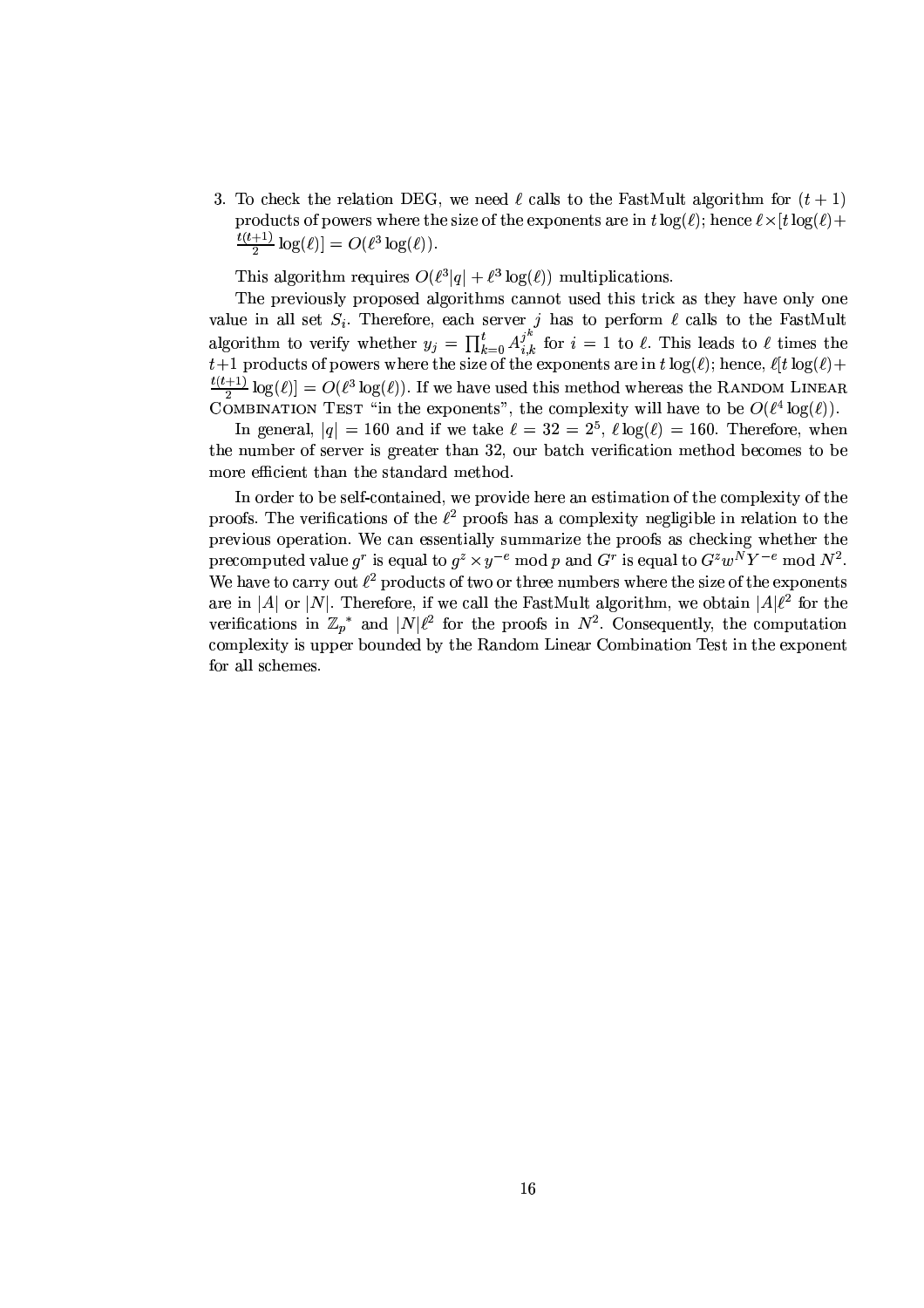3. To check the relation DEG, we need $\ell$ calls to the FastMult algorithm for $(t+1)$ products of powers where the size of the exponents are in $t\log(\ell)$; hence $\ell \times [t\log(\ell) + \frac{t(t+1)}{2}\log(\ell)] = O(\ell^3 \log(\ell))$.

   This algorithm requires $O(\ell^3|q| + \ell^3 \log(\ell))$ multiplications.

The previously proposed algorithms cannot used this trick as they have only one value in all set $S_i$. Therefore, each server $j$ has to perform $\ell$ calls to the FastMult algorithm to verify whether $y_j = \prod_{k=0}^{t} A_{i,k}^{j^k}$ for $i = 1$ to $\ell$. This leads to $\ell$ times the $t+1$ products of powers where the size of the exponents are in $t\log(\ell)$; hence, $\ell[t\log(\ell) + \frac{t(t+1)}{2}\log(\ell)] = O(\ell^3\log(\ell))$. If we have used this method whereas the Random Linear Combination Test "in the exponents", the complexity will have to be $O(\ell^4\log(\ell))$.

In general, $|q| = 160$ and if we take $\ell = 32 = 2^5$, $\ell\log(\ell) = 160$. Therefore, when the number of server is greater than 32, our batch verification method becomes to be more efficient than the standard method.

In order to be self-contained, we provide here an estimation of the complexity of the proofs. The verifications of the $\ell^2$ proofs has a complexity negligible in relation to the previous operation. We can essentially summarize the proofs as checking whether the precomputed value $g^r$ is equal to $g^z \times y^{-e} \bmod p$ and $G^r$ is equal to $G^z w^N Y^{-e} \bmod N^2$. We have to carry out $\ell^2$ products of two or three numbers where the size of the exponents are in $|A|$ or $|N|$. Therefore, if we call the FastMult algorithm, we obtain $|A|\ell^2$ for the verifications in $\mathbb{Z}_p{}^*$ and $|N|\ell^2$ for the proofs in $N^2$. Consequently, the computation complexity is upper bounded by the Random Linear Combination Test in the exponent for all schemes.